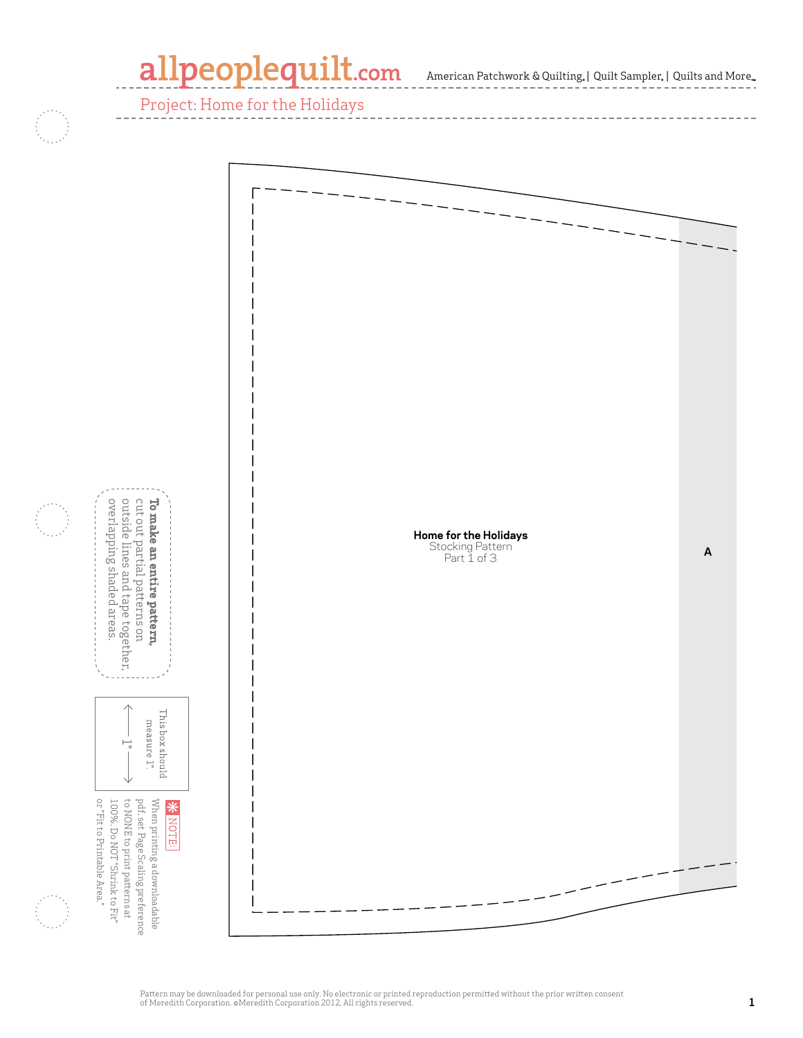allpeoplequilt.com American Patchwork & Quilting | Quilt Sampler | Quilts and More

Project: Home for the Holidays

**To make an entire pattern,** cut out partial patterns on outside lines and tape together, overlapping shaded areas.

This box should measure 1".

1"

NOTE: When printing a downloadable pdf, set Page Scaling preference to NONE to print patterns at 100%. Do NOT "Shrink to Fit" or "Fit to Printable Area."

**Home for the Holidays**
Stocking Pattern
Part 1 of 3

A

Pattern may be downloaded for personal use only. No electronic or printed reproduction permitted without the prior written consent of Meredith Corporation. ©Meredith Corporation 2012. All rights reserved.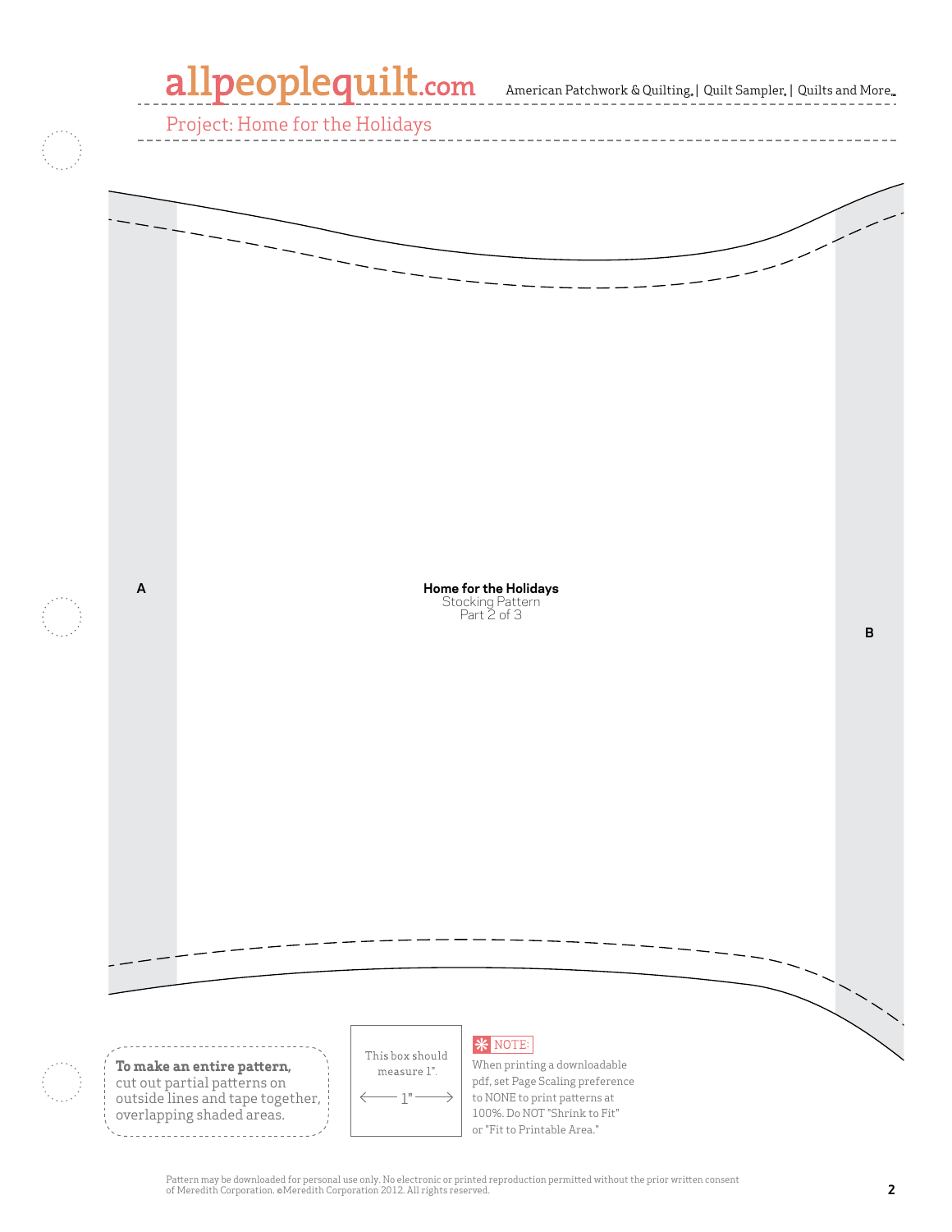Project: Home for the Holidays

A

**Home for the Holidays**
Stocking Pattern
Part 2 of 3

B

**To make an entire pattern,** cut out partial patterns on outside lines and tape together, overlapping shaded areas.

This box should measure 1".

1"

NOTE:

When printing a downloadable pdf, set Page Scaling preference to NONE to print patterns at 100%. Do NOT "Shrink to Fit" or "Fit to Printable Area."

Pattern may be downloaded for personal use only. No electronic or printed reproduction permitted without the prior written consent of Meredith Corporation. ©Meredith Corporation 2012. All rights reserved.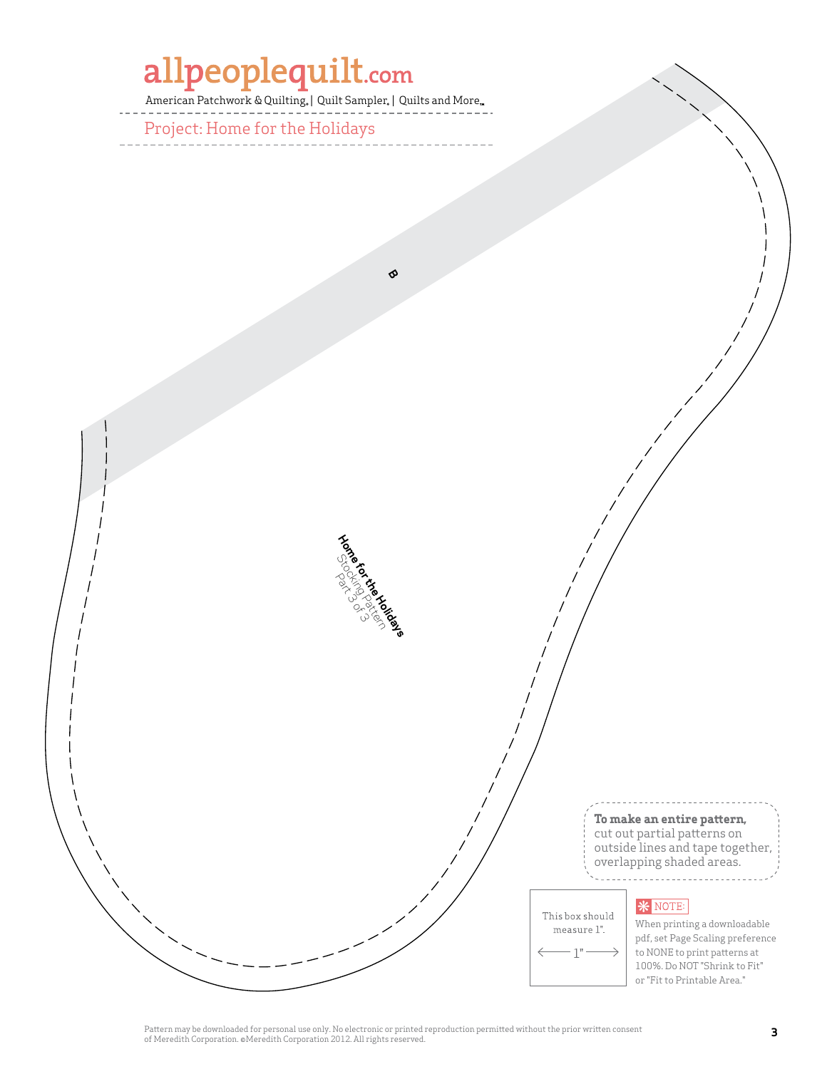# allpeoplequilt.com

American Patchwork & Quilting | Quilt Sampler | Quilts and More

Project: Home for the Holidays

B

**Home for the Holidays**
Stocking Pattern
Part 3 of 3

**To make an entire pattern,** cut out partial patterns on outside lines and tape together, overlapping shaded areas.

This box should measure 1".

1"

NOTE:
When printing a downloadable pdf, set Page Scaling preference to NONE to print patterns at 100%. Do NOT "Shrink to Fit" or "Fit to Printable Area."

Pattern may be downloaded for personal use only. No electronic or printed reproduction permitted without the prior written consent of Meredith Corporation. ©Meredith Corporation 2012. All rights reserved.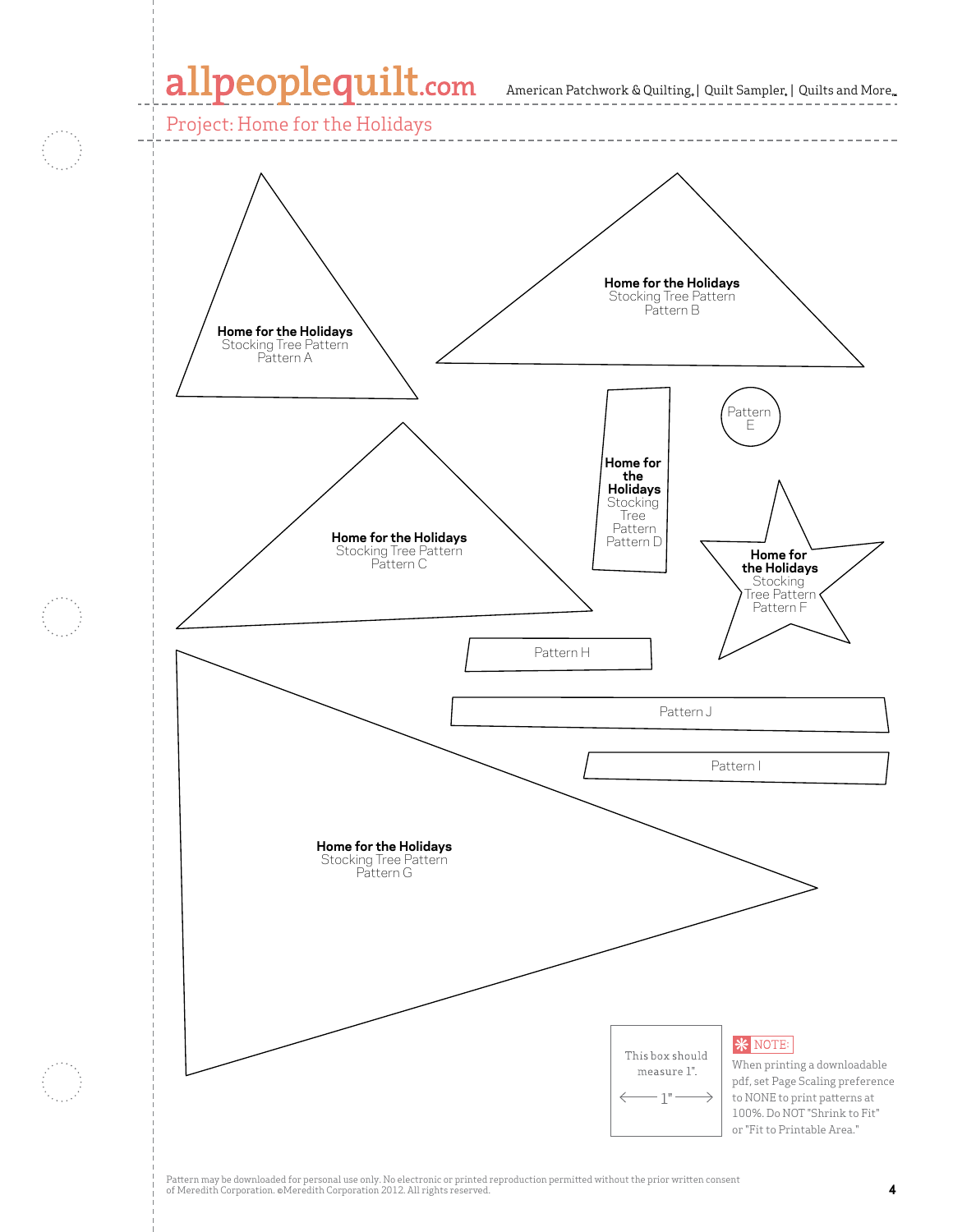Project: Home for the Holidays

**Home for the Holidays**
Stocking Tree Pattern
Pattern A

**Home for the Holidays**
Stocking Tree Pattern
Pattern B

Pattern E

**Home for the Holidays**
Stocking Tree Pattern
Pattern D

**Home for the Holidays**
Stocking Tree Pattern
Pattern C

**Home for the Holidays**
Stocking Tree Pattern
Pattern F

Pattern H

Pattern J

Pattern I

**Home for the Holidays**
Stocking Tree Pattern
Pattern G

This box should measure 1".

← 1" →

**NOTE:** When printing a downloadable pdf, set Page Scaling preference to NONE to print patterns at 100%. Do NOT "Shrink to Fit" or "Fit to Printable Area."

Pattern may be downloaded for personal use only. No electronic or printed reproduction permitted without the prior written consent of Meredith Corporation. ©Meredith Corporation 2012. All rights reserved.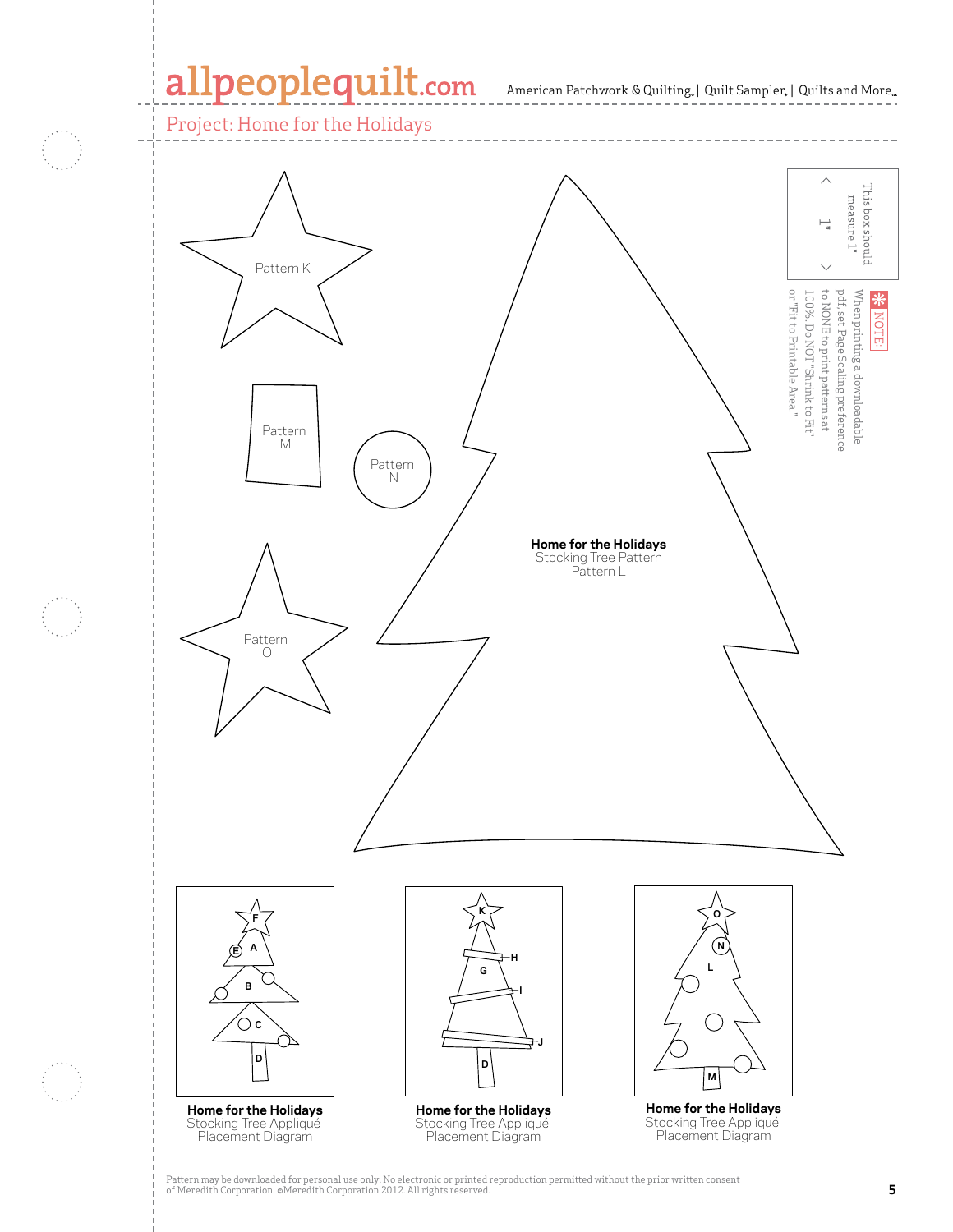Project: Home for the Holidays

Pattern K

Pattern M

Pattern N

Pattern O

**Home for the Holidays**
Stocking Tree Pattern
Pattern L

This box should measure 1".

1"

✻ NOTE: When printing a downloadable pdf, set Page Scaling preference to NONE to print patterns at 100%. Do NOT "Shrink to Fit" or "Fit to Printable Area."

**Home for the Holidays**
Stocking Tree Appliqué
Placement Diagram

**Home for the Holidays**
Stocking Tree Appliqué
Placement Diagram

**Home for the Holidays**
Stocking Tree Appliqué
Placement Diagram

Pattern may be downloaded for personal use only. No electronic or printed reproduction permitted without the prior written consent of Meredith Corporation. ©Meredith Corporation 2012. All rights reserved.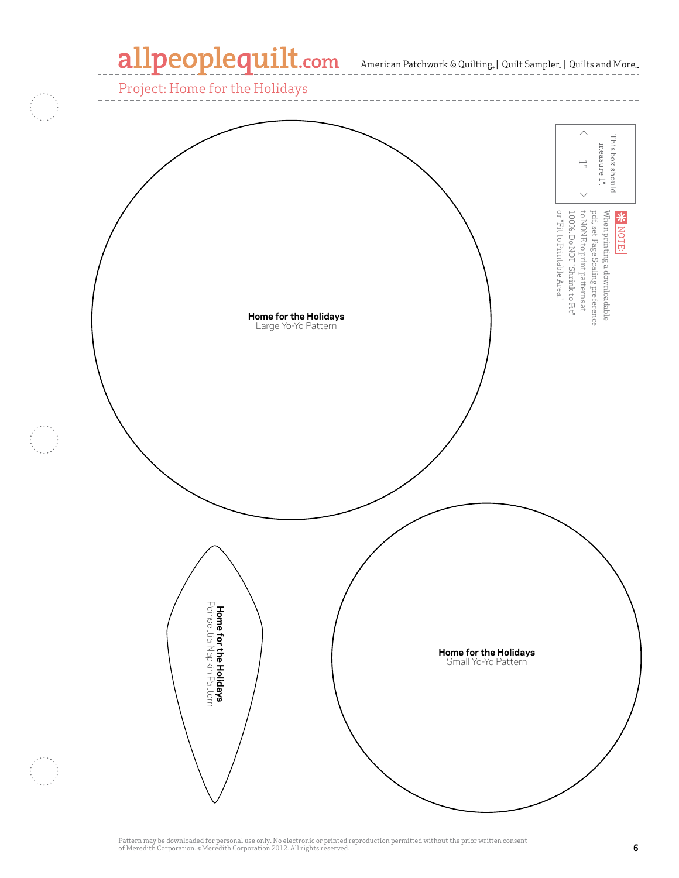Project: Home for the Holidays

**Home for the Holidays**
Large Yo-Yo Pattern

This box should measure 1".

1"

NOTE: When printing a downloadable pdf, set Page Scaling preference to NONE to print patterns at 100%. Do NOT "Shrink to Fit" or "Fit to Printable Area."

**Home for the Holidays**
Poinsettia Napkin Pattern

**Home for the Holidays**
Small Yo-Yo Pattern

Pattern may be downloaded for personal use only. No electronic or printed reproduction permitted without the prior written consent of Meredith Corporation. ©Meredith Corporation 2012. All rights reserved.